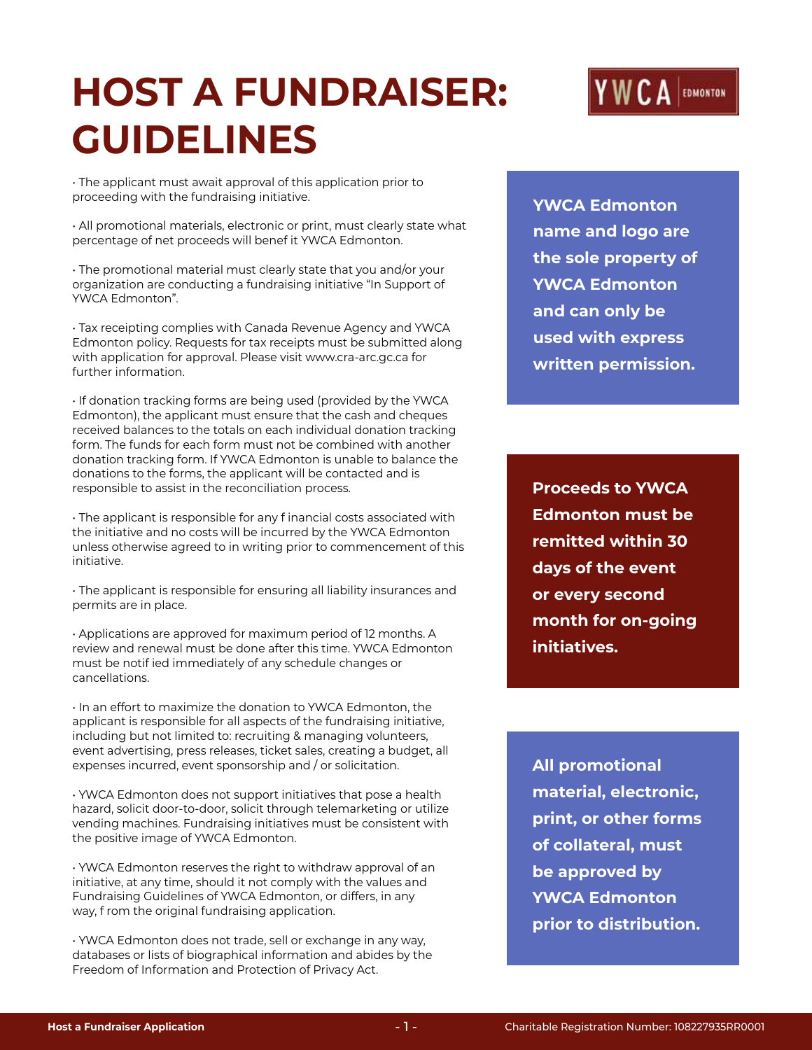# HOST A FUNDRAISER: GUIDELINES

- The applicant must await approval of this application prior to proceeding with the fundraising initiative.

- All promotional materials, electronic or print, must clearly state what percentage of net proceeds will benef it YWCA Edmonton.

- The promotional material must clearly state that you and/or your organization are conducting a fundraising initiative "In Support of YWCA Edmonton".

- Tax receipting complies with Canada Revenue Agency and YWCA Edmonton policy. Requests for tax receipts must be submitted along with application for approval. Please visit www.cra-arc.gc.ca for further information.

- If donation tracking forms are being used (provided by the YWCA Edmonton), the applicant must ensure that the cash and cheques received balances to the totals on each individual donation tracking form. The funds for each form must not be combined with another donation tracking form. If YWCA Edmonton is unable to balance the donations to the forms, the applicant will be contacted and is responsible to assist in the reconciliation process.

- The applicant is responsible for any f inancial costs associated with the initiative and no costs will be incurred by the YWCA Edmonton unless otherwise agreed to in writing prior to commencement of this initiative.

- The applicant is responsible for ensuring all liability insurances and permits are in place.

- Applications are approved for maximum period of 12 months. A review and renewal must be done after this time. YWCA Edmonton must be notif ied immediately of any schedule changes or cancellations.

- In an effort to maximize the donation to YWCA Edmonton, the applicant is responsible for all aspects of the fundraising initiative, including but not limited to: recruiting & managing volunteers, event advertising, press releases, ticket sales, creating a budget, all expenses incurred, event sponsorship and / or solicitation.

- YWCA Edmonton does not support initiatives that pose a health hazard, solicit door-to-door, solicit through telemarketing or utilize vending machines. Fundraising initiatives must be consistent with the positive image of YWCA Edmonton.

- YWCA Edmonton reserves the right to withdraw approval of an initiative, at any time, should it not comply with the values and Fundraising Guidelines of YWCA Edmonton, or differs, in any way, f rom the original fundraising application.

- YWCA Edmonton does not trade, sell or exchange in any way, databases or lists of biographical information and abides by the Freedom of Information and Protection of Privacy Act.

**YWCA Edmonton name and logo are the sole property of YWCA Edmonton and can only be used with express written permission.**

**Proceeds to YWCA Edmonton must be remitted within 30 days of the event or every second month for on-going initiatives.**

**All promotional material, electronic, print, or other forms of collateral, must be approved by YWCA Edmonton prior to distribution.**

Charitable Registration Number: 108227935RR0001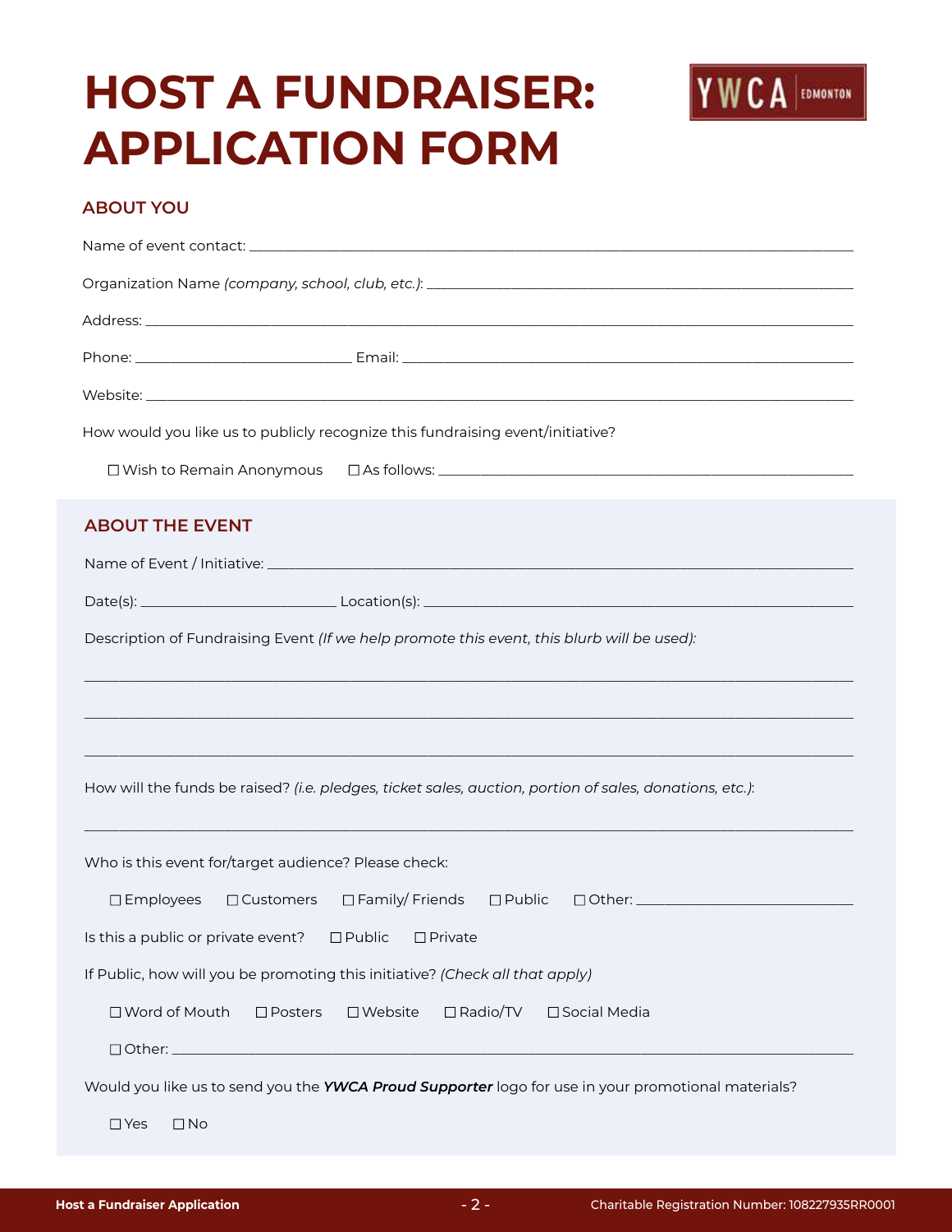# HOST A FUNDRAISER: APPLICATION FORM

## ABOUT YOU

Name of event contact: ____________________________________________

Organization Name *(company, school, club, etc.)*: ____________________________________________

Address: ____________________________________________

Phone: ____________________ Email: ____________________________________________

Website: ____________________________________________

How would you like us to publicly recognize this fundraising event/initiative?

☐ Wish to Remain Anonymous ☐ As follows: ____________________________________________

## ABOUT THE EVENT

Name of Event / Initiative: ____________________________________________

Date(s): ____________________ Location(s): ____________________________________________

Description of Fundraising Event *(If we help promote this event, this blurb will be used):*

____________________________________________

____________________________________________

____________________________________________

How will the funds be raised? *(i.e. pledges, ticket sales, auction, portion of sales, donations, etc.)*:

____________________________________________

Who is this event for/target audience? Please check:

☐ Employees ☐ Customers ☐ Family/ Friends ☐ Public ☐ Other: ____________________

Is this a public or private event? ☐ Public ☐ Private

If Public, how will you be promoting this initiative? *(Check all that apply)*

☐ Word of Mouth ☐ Posters ☐ Website ☐ Radio/TV ☐ Social Media

☐ Other: ____________________________________________

Would you like us to send you the ***YWCA Proud Supporter*** logo for use in your promotional materials?

☐ Yes ☐ No

Charitable Registration Number: 108227935RR0001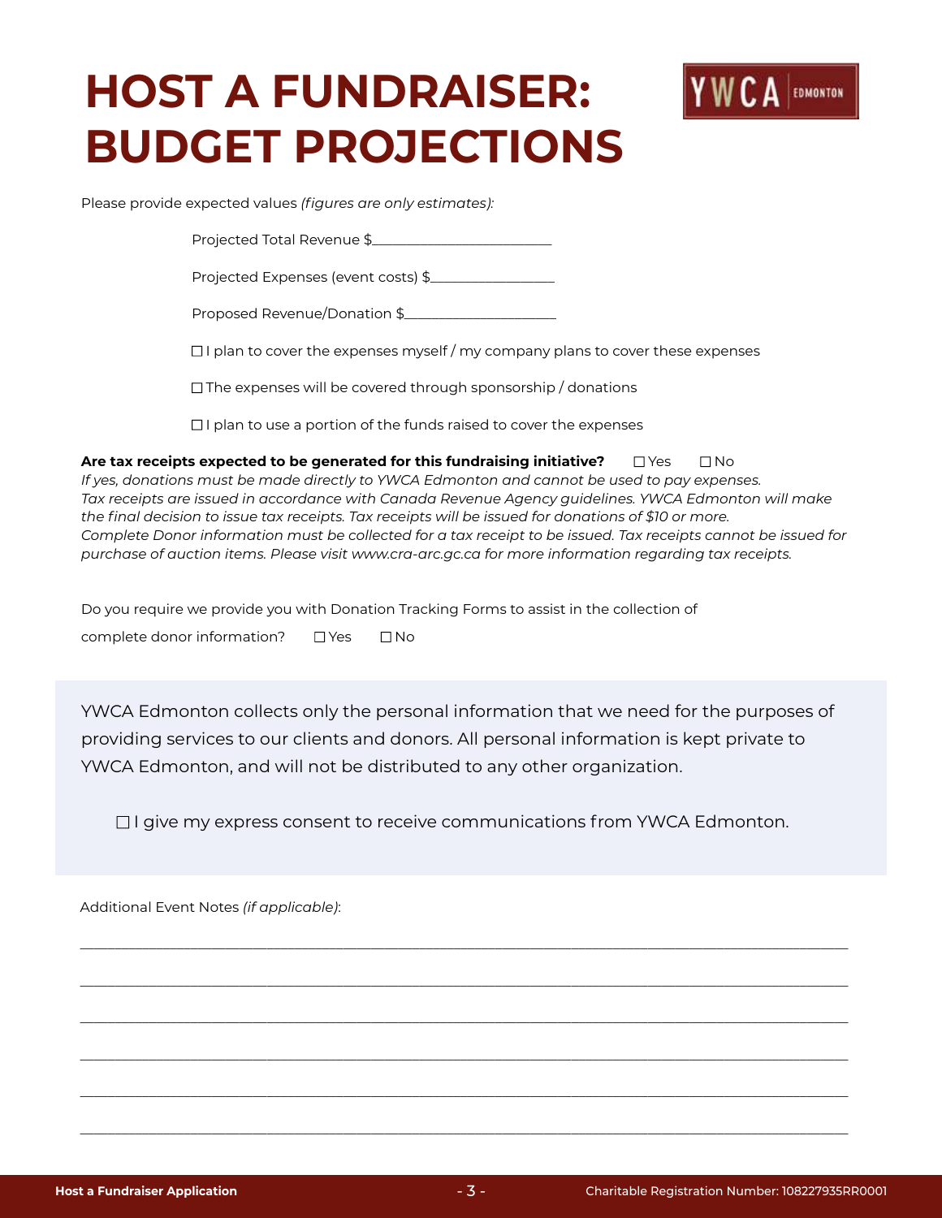# HOST A FUNDRAISER: BUDGET PROJECTIONS

Please provide expected values *(figures are only estimates)*:

Projected Total Revenue $________________________

Projected Expenses (event costs) $_________________

Proposed Revenue/Donation $_____________________

☐ I plan to cover the expenses myself / my company plans to cover these expenses

☐ The expenses will be covered through sponsorship / donations

☐ I plan to use a portion of the funds raised to cover the expenses

**Are tax receipts expected to be generated for this fundraising initiative?** ☐ Yes ☐ No

*If yes, donations must be made directly to YWCA Edmonton and cannot be used to pay expenses. Tax receipts are issued in accordance with Canada Revenue Agency guidelines. YWCA Edmonton will make the final decision to issue tax receipts. Tax receipts will be issued for donations of $10 or more. Complete Donor information must be collected for a tax receipt to be issued. Tax receipts cannot be issued for purchase of auction items. Please visit www.cra-arc.gc.ca for more information regarding tax receipts.*

Do you require we provide you with Donation Tracking Forms to assist in the collection of complete donor information? ☐ Yes ☐ No

YWCA Edmonton collects only the personal information that we need for the purposes of providing services to our clients and donors. All personal information is kept private to YWCA Edmonton, and will not be distributed to any other organization.

☐ I give my express consent to receive communications from YWCA Edmonton.

Additional Event Notes *(if applicable)*:

______________________________________________________________________________

______________________________________________________________________________

______________________________________________________________________________

______________________________________________________________________________

______________________________________________________________________________

______________________________________________________________________________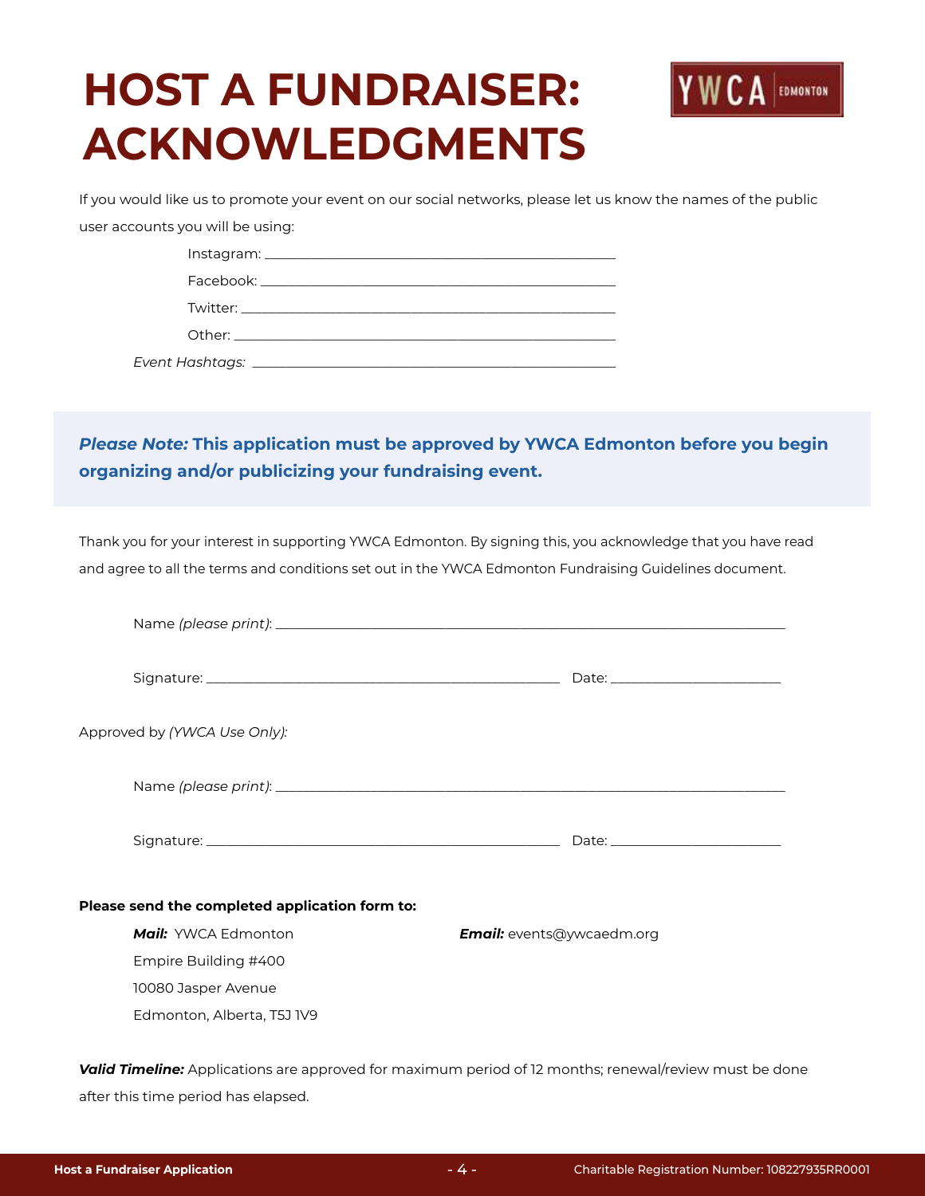# HOST A FUNDRAISER: ACKNOWLEDGMENTS

If you would like us to promote your event on our social networks, please let us know the names of the public user accounts you will be using:

Instagram: ______________________________

Facebook: ______________________________

Twitter: ______________________________

Other: ______________________________

*Event Hashtags:* ______________________________

***Please Note:*** **This application must be approved by YWCA Edmonton before you begin organizing and/or publicizing your fundraising event.**

Thank you for your interest in supporting YWCA Edmonton. By signing this, you acknowledge that you have read and agree to all the terms and conditions set out in the YWCA Edmonton Fundraising Guidelines document.

Name *(please print)*: ______________________________

Signature: ______________________________ Date: ______________

Approved by *(YWCA Use Only)*:

Name *(please print)*: ______________________________

Signature: ______________________________ Date: ______________

**Please send the completed application form to:**

***Mail:*** YWCA Edmonton
Empire Building #400
10080 Jasper Avenue
Edmonton, Alberta, T5J 1V9

***Email:*** events@ywcaedm.org

***Valid Timeline:*** Applications are approved for maximum period of 12 months; renewal/review must be done after this time period has elapsed.